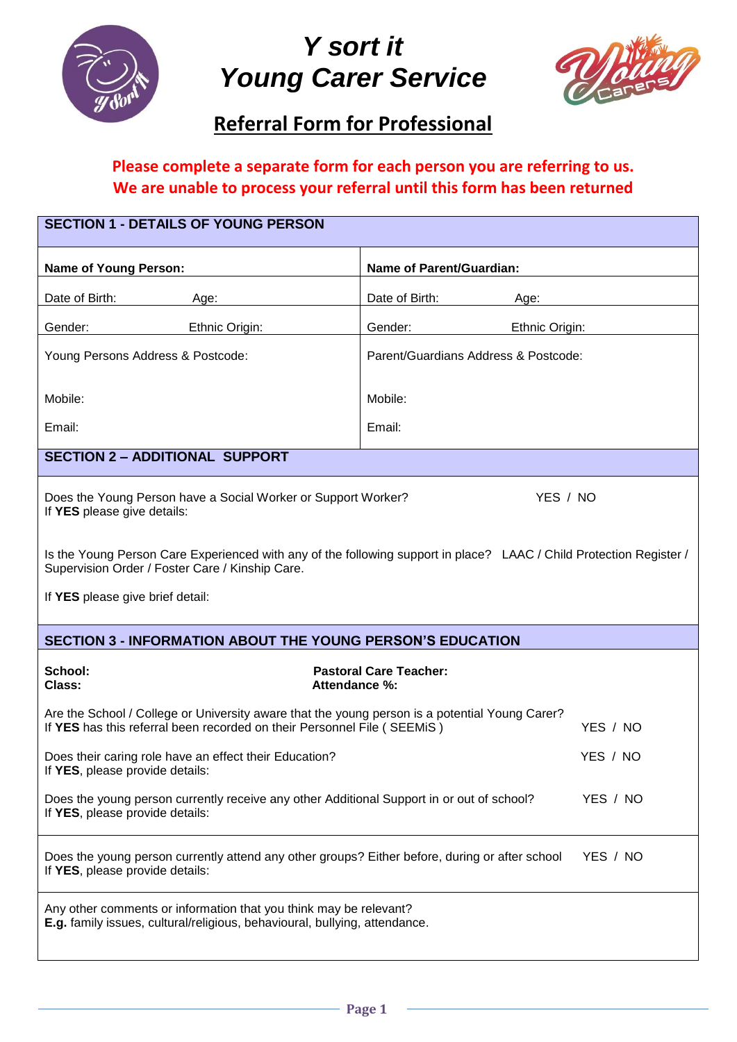# Y sort it
# Young Carer Service

## Referral Form for Professional

**Please complete a separate form for each person you are referring to us.**
**We are unable to process your referral until this form has been returned**

| **SECTION 1 - DETAILS OF YOUNG PERSON** | |
|---|---|
| **Name of Young Person:** | **Name of Parent/Guardian:** |
| Date of Birth: Age: | Date of Birth: Age: |
| Gender: Ethnic Origin: | Gender: Ethnic Origin: |
| Young Persons Address & Postcode: | Parent/Guardians Address & Postcode: |
| Mobile: | Mobile: |
| Email: | Email: |

**SECTION 2 – ADDITIONAL SUPPORT**

Does the Young Person have a Social Worker or Support Worker? YES / NO
If **YES** please give details:

Is the Young Person Care Experienced with any of the following support in place? LAAC / Child Protection Register / Supervision Order / Foster Care / Kinship Care.

If **YES** please give brief detail:

**SECTION 3 - INFORMATION ABOUT THE YOUNG PERSON'S EDUCATION**

| | |
|---|---|
| **School:** | **Pastoral Care Teacher:** |
| **Class:** | **Attendance %:** |

Are the School / College or University aware that the young person is a potential Young Carer?
If **YES** has this referral been recorded on their Personnel File ( SEEMiS ) YES / NO

Does their caring role have an effect their Education? YES / NO
If **YES**, please provide details:

Does the young person currently receive any other Additional Support in or out of school? YES / NO
If **YES**, please provide details:

Does the young person currently attend any other groups? Either before, during or after school YES / NO
If **YES**, please provide details:

Any other comments or information that you think may be relevant?
**E.g.** family issues, cultural/religious, behavioural, bullying, attendance.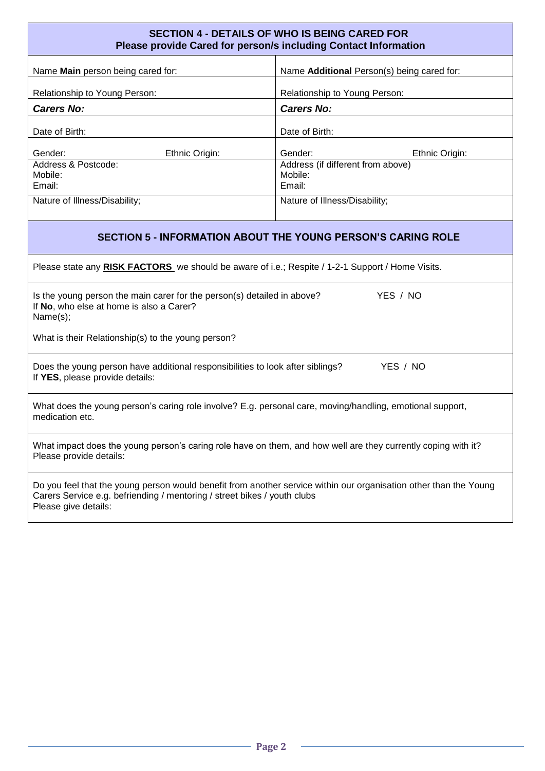## SECTION 4 - DETAILS OF WHO IS BEING CARED FOR

**Please provide Cared for person/s including Contact Information**

| Name **Main** person being cared for: | Name **Additional** Person(s) being cared for: |
|---|---|
| Relationship to Young Person: | Relationship to Young Person: |
| ***Carers No:*** | ***Carers No:*** |
| Date of Birth: | Date of Birth: |
| Gender: Ethnic Origin: | Gender: Ethnic Origin: |
| Address & Postcode:<br>Mobile:<br>Email: | Address (if different from above)<br>Mobile:<br>Email: |
| Nature of Illness/Disability; | Nature of Illness/Disability; |

## SECTION 5 - INFORMATION ABOUT THE YOUNG PERSON'S CARING ROLE

Please state any **RISK FACTORS** we should be aware of i.e.; Respite / 1-2-1 Support / Home Visits.

Is the young person the main carer for the person(s) detailed in above? YES / NO
If **No**, who else at home is also a Carer?
Name(s);

What is their Relationship(s) to the young person?

Does the young person have additional responsibilities to look after siblings? YES / NO
If **YES**, please provide details:

What does the young person's caring role involve? E.g. personal care, moving/handling, emotional support, medication etc.

What impact does the young person's caring role have on them, and how well are they currently coping with it? Please provide details:

Do you feel that the young person would benefit from another service within our organisation other than the Young Carers Service e.g. befriending / mentoring / street bikes / youth clubs
Please give details: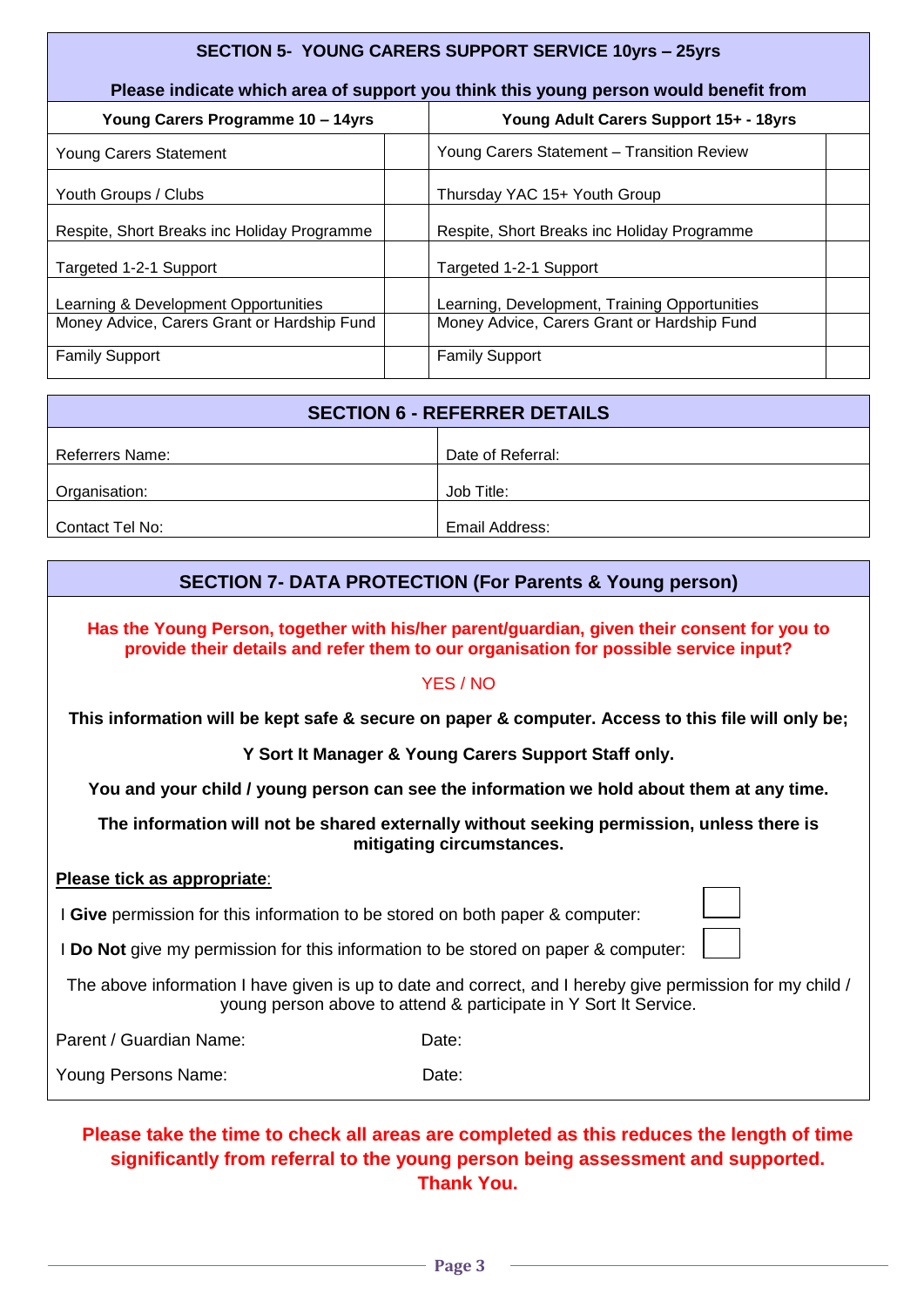## SECTION 5- YOUNG CARERS SUPPORT SERVICE 10yrs – 25yrs

**Please indicate which area of support you think this young person would benefit from**

| Young Carers Programme 10 – 14yrs | | Young Adult Carers Support 15+ - 18yrs | |
|---|---|---|---|
| Young Carers Statement | | Young Carers Statement – Transition Review | |
| Youth Groups / Clubs | | Thursday YAC 15+ Youth Group | |
| Respite, Short Breaks inc Holiday Programme | | Respite, Short Breaks inc Holiday Programme | |
| Targeted 1-2-1 Support | | Targeted 1-2-1 Support | |
| Learning & Development Opportunities | | Learning, Development, Training Opportunities | |
| Money Advice, Carers Grant or Hardship Fund | | Money Advice, Carers Grant or Hardship Fund | |
| Family Support | | Family Support | |

## SECTION 6 - REFERRER DETAILS

| | |
|---|---|
| Referrers Name: | Date of Referral: |
| Organisation: | Job Title: |
| Contact Tel No: | Email Address: |

## SECTION 7- DATA PROTECTION (For Parents & Young person)

**Has the Young Person, together with his/her parent/guardian, given their consent for you to provide their details and refer them to our organisation for possible service input?**

YES / NO

**This information will be kept safe & secure on paper & computer. Access to this file will only be;**

**Y Sort It Manager & Young Carers Support Staff only.**

**You and your child / young person can see the information we hold about them at any time.**

**The information will not be shared externally without seeking permission, unless there is mitigating circumstances.**

**Please tick as appropriate**:

I **Give** permission for this information to be stored on both paper & computer: ☐

I **Do Not** give my permission for this information to be stored on paper & computer: ☐

The above information I have given is up to date and correct, and I hereby give permission for my child / young person above to attend & participate in Y Sort It Service.

Parent / Guardian Name: Date:

Young Persons Name: Date:

**Please take the time to check all areas are completed as this reduces the length of time significantly from referral to the young person being assessment and supported. Thank You.**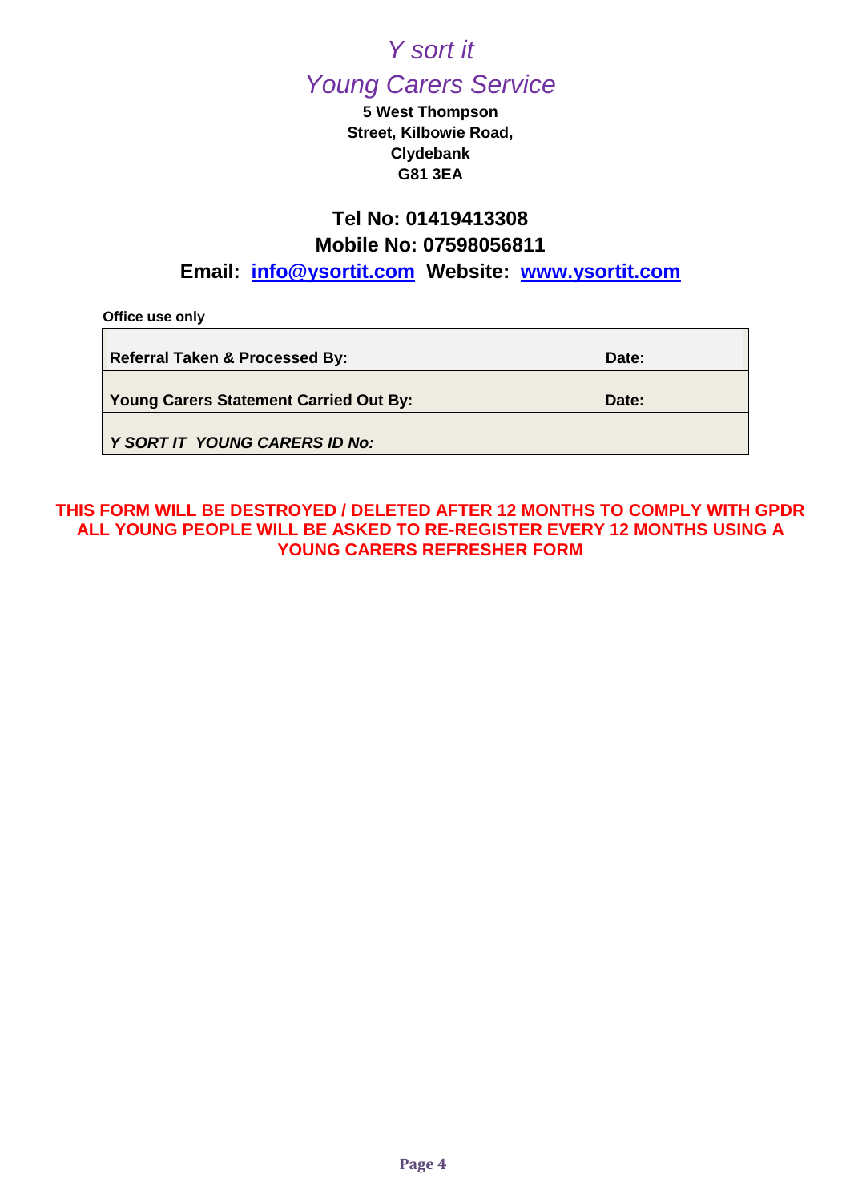# *Y sort it*

# *Young Carers Service*

**5 West Thompson Street, Kilbowie Road, Clydebank G81 3EA**

## Tel No: 01419413308

## Mobile No: 07598056811

## Email: [info@ysortit.com](mailto:info@ysortit.com) Website: [www.ysortit.com](http://www.ysortit.com)

**Office use only**

| | |
|---|---|
| **Referral Taken & Processed By:** | **Date:** |
| **Young Carers Statement Carried Out By:** | **Date:** |
| ***Y SORT IT YOUNG CARERS ID No:*** | |

**THIS FORM WILL BE DESTROYED / DELETED AFTER 12 MONTHS TO COMPLY WITH GPDR ALL YOUNG PEOPLE WILL BE ASKED TO RE-REGISTER EVERY 12 MONTHS USING A YOUNG CARERS REFRESHER FORM**